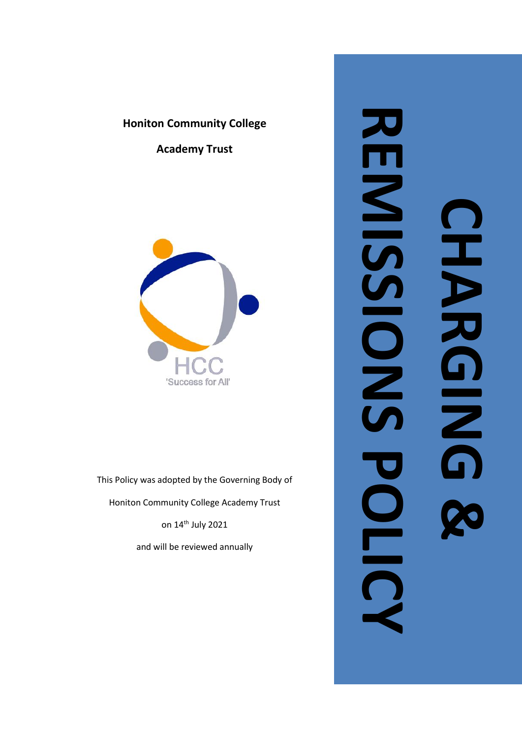# CHARGING & REMISSIONS POLICY

**Honiton Community College**

**Academy Trust**

HCC

'Success for All'

This Policy was adopted by the Governing Body of

Honiton Community College Academy Trust

on 14th July 2021

and will be reviewed annually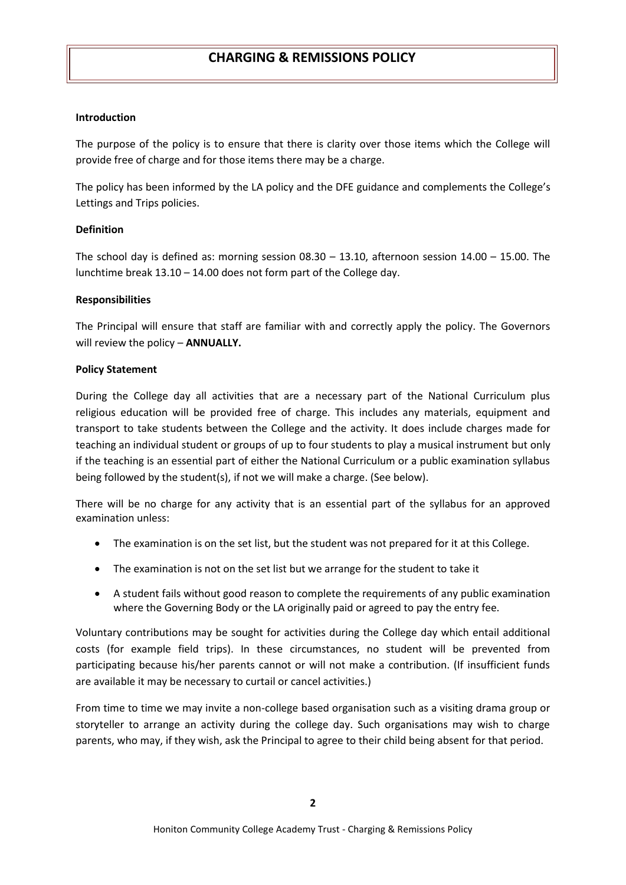# CHARGING & REMISSIONS POLICY

**Introduction**

The purpose of the policy is to ensure that there is clarity over those items which the College will provide free of charge and for those items there may be a charge.

The policy has been informed by the LA policy and the DFE guidance and complements the College's Lettings and Trips policies.

**Definition**

The school day is defined as: morning session 08.30 – 13.10, afternoon session 14.00 – 15.00. The lunchtime break 13.10 – 14.00 does not form part of the College day.

**Responsibilities**

The Principal will ensure that staff are familiar with and correctly apply the policy. The Governors will review the policy – **ANNUALLY.**

**Policy Statement**

During the College day all activities that are a necessary part of the National Curriculum plus religious education will be provided free of charge. This includes any materials, equipment and transport to take students between the College and the activity. It does include charges made for teaching an individual student or groups of up to four students to play a musical instrument but only if the teaching is an essential part of either the National Curriculum or a public examination syllabus being followed by the student(s), if not we will make a charge. (See below).

There will be no charge for any activity that is an essential part of the syllabus for an approved examination unless:

- The examination is on the set list, but the student was not prepared for it at this College.
- The examination is not on the set list but we arrange for the student to take it
- A student fails without good reason to complete the requirements of any public examination where the Governing Body or the LA originally paid or agreed to pay the entry fee.

Voluntary contributions may be sought for activities during the College day which entail additional costs (for example field trips). In these circumstances, no student will be prevented from participating because his/her parents cannot or will not make a contribution. (If insufficient funds are available it may be necessary to curtail or cancel activities.)

From time to time we may invite a non-college based organisation such as a visiting drama group or storyteller to arrange an activity during the college day. Such organisations may wish to charge parents, who may, if they wish, ask the Principal to agree to their child being absent for that period.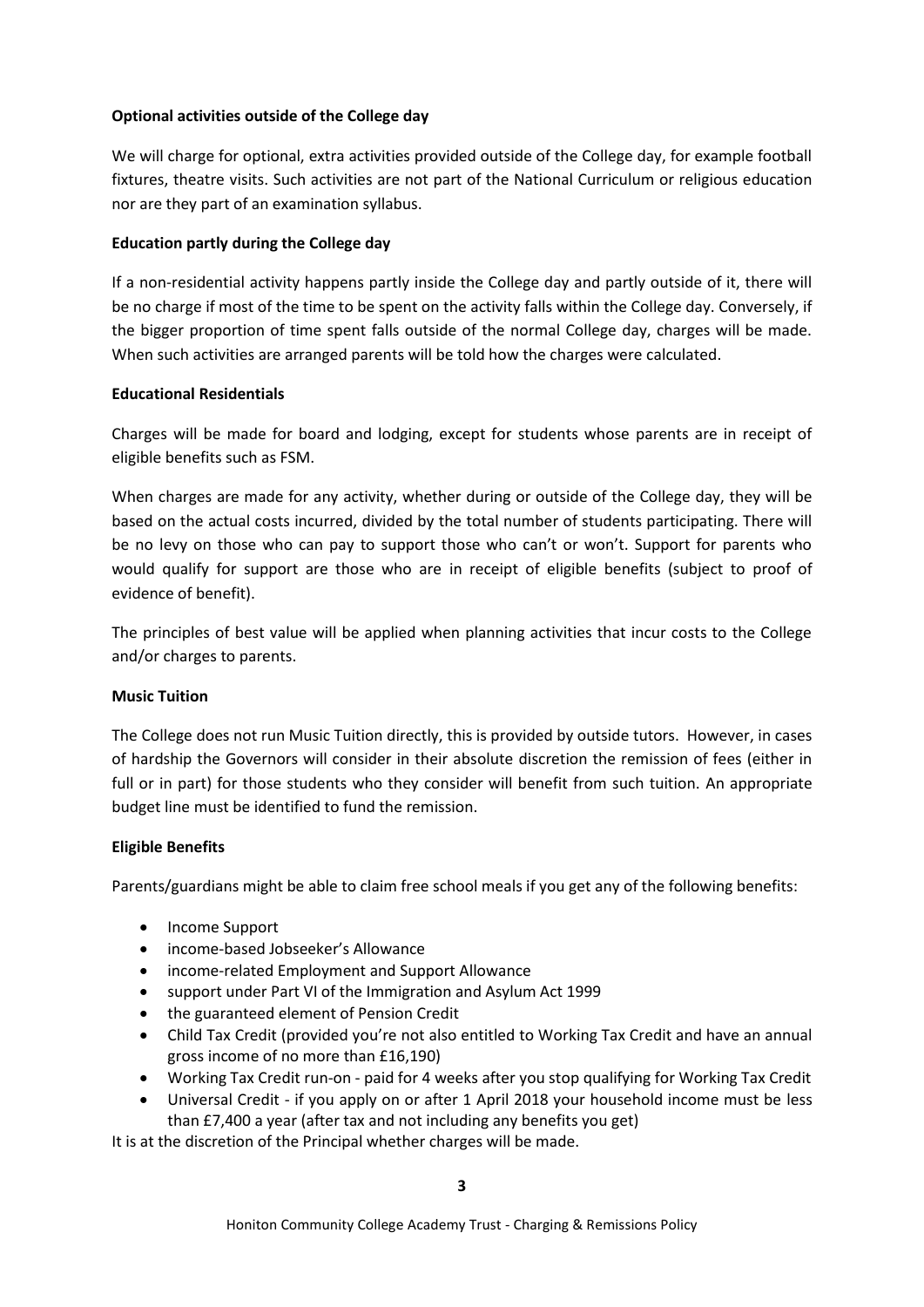**Optional activities outside of the College day**

We will charge for optional, extra activities provided outside of the College day, for example football fixtures, theatre visits. Such activities are not part of the National Curriculum or religious education nor are they part of an examination syllabus.

**Education partly during the College day**

If a non-residential activity happens partly inside the College day and partly outside of it, there will be no charge if most of the time to be spent on the activity falls within the College day. Conversely, if the bigger proportion of time spent falls outside of the normal College day, charges will be made. When such activities are arranged parents will be told how the charges were calculated.

**Educational Residentials**

Charges will be made for board and lodging, except for students whose parents are in receipt of eligible benefits such as FSM.

When charges are made for any activity, whether during or outside of the College day, they will be based on the actual costs incurred, divided by the total number of students participating. There will be no levy on those who can pay to support those who can't or won't. Support for parents who would qualify for support are those who are in receipt of eligible benefits (subject to proof of evidence of benefit).

The principles of best value will be applied when planning activities that incur costs to the College and/or charges to parents.

**Music Tuition**

The College does not run Music Tuition directly, this is provided by outside tutors. However, in cases of hardship the Governors will consider in their absolute discretion the remission of fees (either in full or in part) for those students who they consider will benefit from such tuition. An appropriate budget line must be identified to fund the remission.

**Eligible Benefits**

Parents/guardians might be able to claim free school meals if you get any of the following benefits:

- Income Support
- income-based Jobseeker's Allowance
- income-related Employment and Support Allowance
- support under Part VI of the Immigration and Asylum Act 1999
- the guaranteed element of Pension Credit
- Child Tax Credit (provided you're not also entitled to Working Tax Credit and have an annual gross income of no more than £16,190)
- Working Tax Credit run-on - paid for 4 weeks after you stop qualifying for Working Tax Credit
- Universal Credit - if you apply on or after 1 April 2018 your household income must be less than £7,400 a year (after tax and not including any benefits you get)

It is at the discretion of the Principal whether charges will be made.